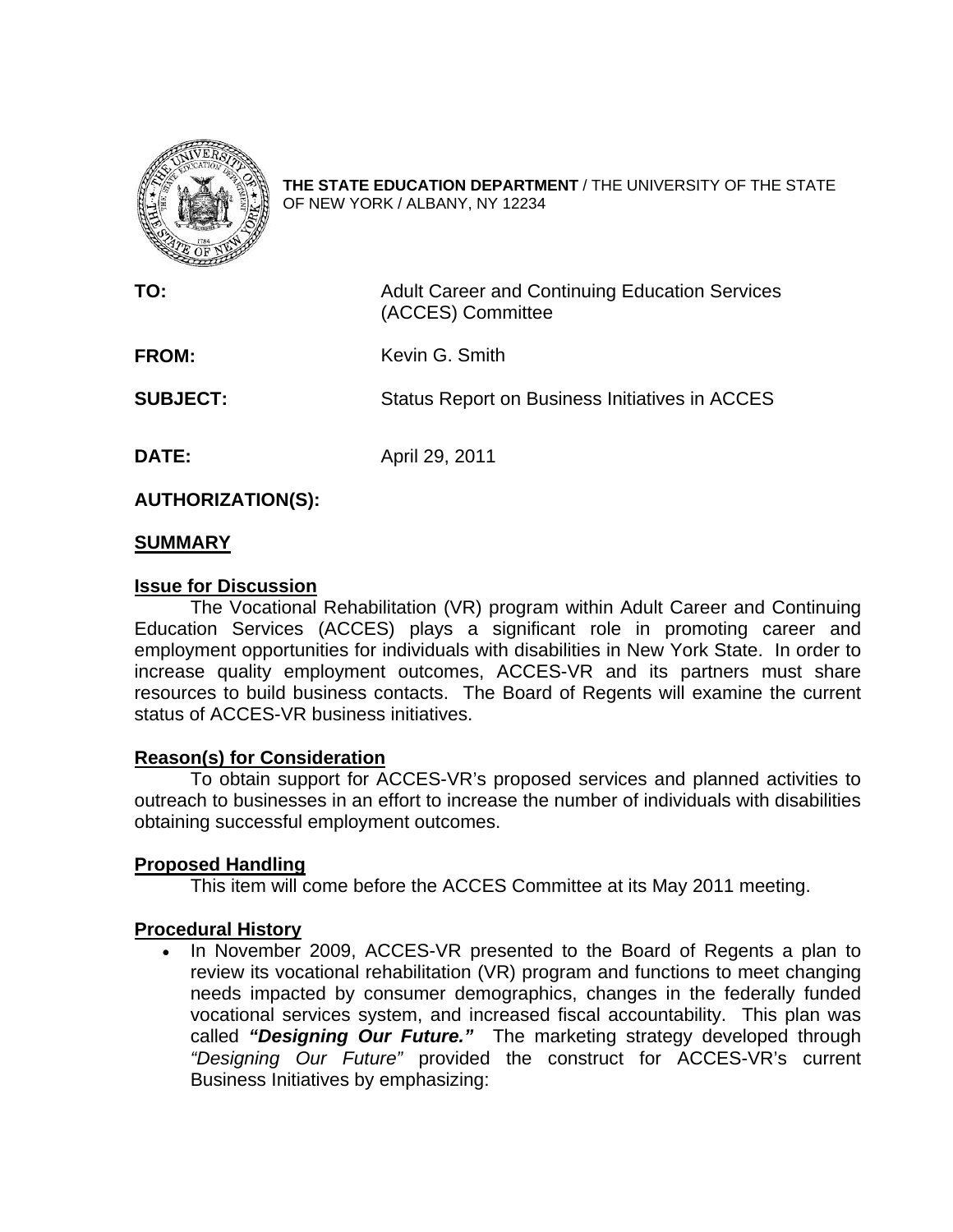**THE STATE EDUCATION DEPARTMENT** / THE UNIVERSITY OF THE STATE OF NEW YORK / ALBANY, NY 12234

**TO:** Adult Career and Continuing Education Services (ACCES) Committee

**FROM:** Kevin G. Smith

**SUBJECT:** Status Report on Business Initiatives in ACCES

**DATE:** April 29, 2011

**AUTHORIZATION(S):**

## SUMMARY

### Issue for Discussion

The Vocational Rehabilitation (VR) program within Adult Career and Continuing Education Services (ACCES) plays a significant role in promoting career and employment opportunities for individuals with disabilities in New York State. In order to increase quality employment outcomes, ACCES-VR and its partners must share resources to build business contacts. The Board of Regents will examine the current status of ACCES-VR business initiatives.

### Reason(s) for Consideration

To obtain support for ACCES-VR's proposed services and planned activities to outreach to businesses in an effort to increase the number of individuals with disabilities obtaining successful employment outcomes.

### Proposed Handling

This item will come before the ACCES Committee at its May 2011 meeting.

### Procedural History

- In November 2009, ACCES-VR presented to the Board of Regents a plan to review its vocational rehabilitation (VR) program and functions to meet changing needs impacted by consumer demographics, changes in the federally funded vocational services system, and increased fiscal accountability. This plan was called ***"Designing Our Future."*** The marketing strategy developed through *"Designing Our Future"* provided the construct for ACCES-VR's current Business Initiatives by emphasizing: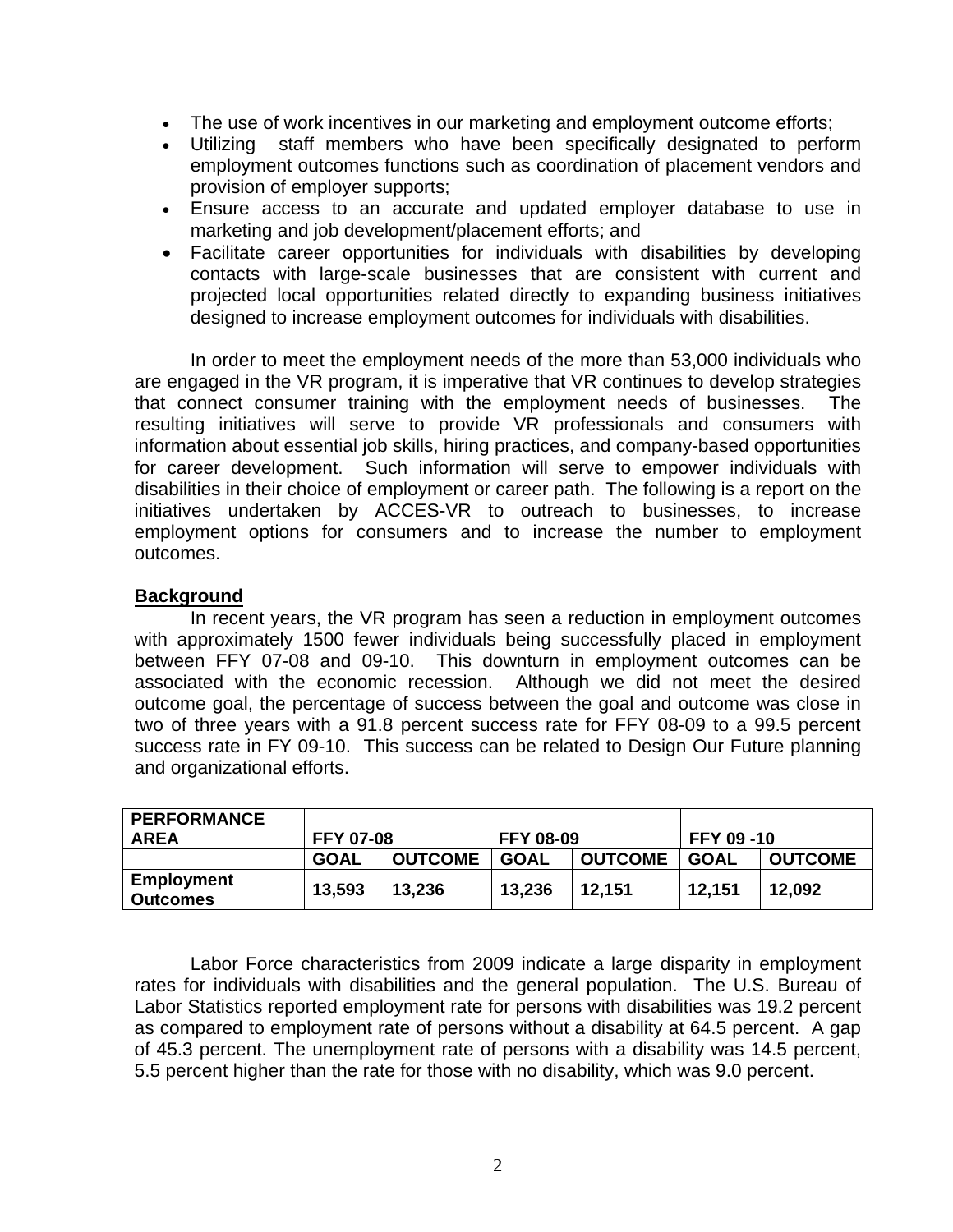- The use of work incentives in our marketing and employment outcome efforts;
- Utilizing staff members who have been specifically designated to perform employment outcomes functions such as coordination of placement vendors and provision of employer supports;
- Ensure access to an accurate and updated employer database to use in marketing and job development/placement efforts; and
- Facilitate career opportunities for individuals with disabilities by developing contacts with large-scale businesses that are consistent with current and projected local opportunities related directly to expanding business initiatives designed to increase employment outcomes for individuals with disabilities.

In order to meet the employment needs of the more than 53,000 individuals who are engaged in the VR program, it is imperative that VR continues to develop strategies that connect consumer training with the employment needs of businesses. The resulting initiatives will serve to provide VR professionals and consumers with information about essential job skills, hiring practices, and company-based opportunities for career development. Such information will serve to empower individuals with disabilities in their choice of employment or career path. The following is a report on the initiatives undertaken by ACCES-VR to outreach to businesses, to increase employment options for consumers and to increase the number to employment outcomes.

**Background**

In recent years, the VR program has seen a reduction in employment outcomes with approximately 1500 fewer individuals being successfully placed in employment between FFY 07-08 and 09-10. This downturn in employment outcomes can be associated with the economic recession. Although we did not meet the desired outcome goal, the percentage of success between the goal and outcome was close in two of three years with a 91.8 percent success rate for FFY 08-09 to a 99.5 percent success rate in FY 09-10. This success can be related to Design Our Future planning and organizational efforts.

| PERFORMANCE AREA | FFY 07-08 | | FFY 08-09 | | FFY 09 -10 | |
|---|---|---|---|---|---|---|
| | GOAL | OUTCOME | GOAL | OUTCOME | GOAL | OUTCOME |
| **Employment Outcomes** | 13,593 | 13,236 | 13,236 | 12,151 | 12,151 | 12,092 |

Labor Force characteristics from 2009 indicate a large disparity in employment rates for individuals with disabilities and the general population. The U.S. Bureau of Labor Statistics reported employment rate for persons with disabilities was 19.2 percent as compared to employment rate of persons without a disability at 64.5 percent. A gap of 45.3 percent. The unemployment rate of persons with a disability was 14.5 percent, 5.5 percent higher than the rate for those with no disability, which was 9.0 percent.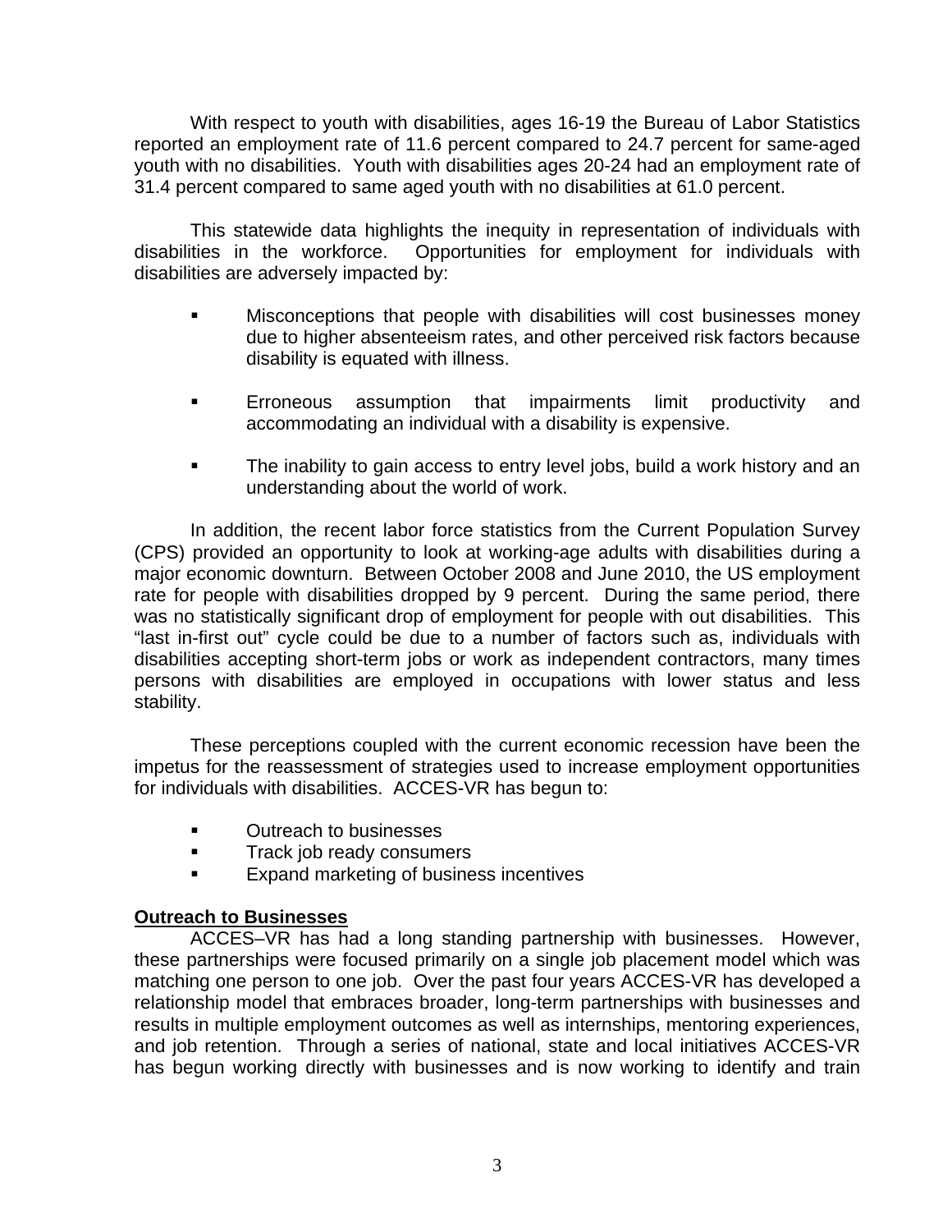With respect to youth with disabilities, ages 16-19 the Bureau of Labor Statistics reported an employment rate of 11.6 percent compared to 24.7 percent for same-aged youth with no disabilities. Youth with disabilities ages 20-24 had an employment rate of 31.4 percent compared to same aged youth with no disabilities at 61.0 percent.

This statewide data highlights the inequity in representation of individuals with disabilities in the workforce. Opportunities for employment for individuals with disabilities are adversely impacted by:

- Misconceptions that people with disabilities will cost businesses money due to higher absenteeism rates, and other perceived risk factors because disability is equated with illness.
- Erroneous assumption that impairments limit productivity and accommodating an individual with a disability is expensive.
- The inability to gain access to entry level jobs, build a work history and an understanding about the world of work.

In addition, the recent labor force statistics from the Current Population Survey (CPS) provided an opportunity to look at working-age adults with disabilities during a major economic downturn. Between October 2008 and June 2010, the US employment rate for people with disabilities dropped by 9 percent. During the same period, there was no statistically significant drop of employment for people with out disabilities. This "last in-first out" cycle could be due to a number of factors such as, individuals with disabilities accepting short-term jobs or work as independent contractors, many times persons with disabilities are employed in occupations with lower status and less stability.

These perceptions coupled with the current economic recession have been the impetus for the reassessment of strategies used to increase employment opportunities for individuals with disabilities. ACCES-VR has begun to:

- Outreach to businesses
- Track job ready consumers
- Expand marketing of business incentives

**Outreach to Businesses**

ACCES–VR has had a long standing partnership with businesses. However, these partnerships were focused primarily on a single job placement model which was matching one person to one job. Over the past four years ACCES-VR has developed a relationship model that embraces broader, long-term partnerships with businesses and results in multiple employment outcomes as well as internships, mentoring experiences, and job retention. Through a series of national, state and local initiatives ACCES-VR has begun working directly with businesses and is now working to identify and train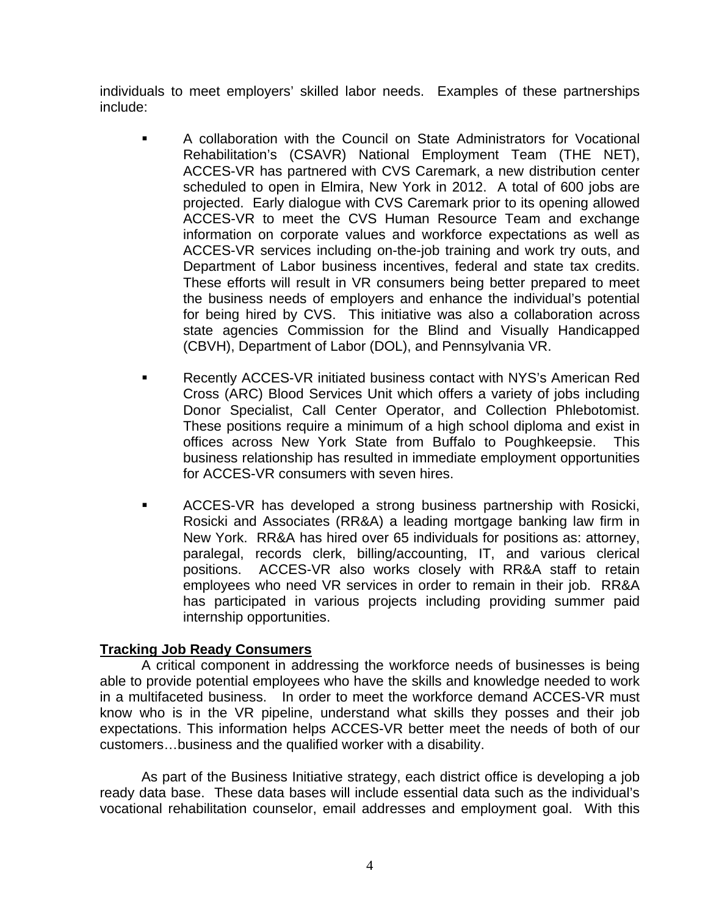individuals to meet employers' skilled labor needs. Examples of these partnerships include:

- A collaboration with the Council on State Administrators for Vocational Rehabilitation's (CSAVR) National Employment Team (THE NET), ACCES-VR has partnered with CVS Caremark, a new distribution center scheduled to open in Elmira, New York in 2012. A total of 600 jobs are projected. Early dialogue with CVS Caremark prior to its opening allowed ACCES-VR to meet the CVS Human Resource Team and exchange information on corporate values and workforce expectations as well as ACCES-VR services including on-the-job training and work try outs, and Department of Labor business incentives, federal and state tax credits. These efforts will result in VR consumers being better prepared to meet the business needs of employers and enhance the individual's potential for being hired by CVS. This initiative was also a collaboration across state agencies Commission for the Blind and Visually Handicapped (CBVH), Department of Labor (DOL), and Pennsylvania VR.

- Recently ACCES-VR initiated business contact with NYS's American Red Cross (ARC) Blood Services Unit which offers a variety of jobs including Donor Specialist, Call Center Operator, and Collection Phlebotomist. These positions require a minimum of a high school diploma and exist in offices across New York State from Buffalo to Poughkeepsie. This business relationship has resulted in immediate employment opportunities for ACCES-VR consumers with seven hires.

- ACCES-VR has developed a strong business partnership with Rosicki, Rosicki and Associates (RR&A) a leading mortgage banking law firm in New York. RR&A has hired over 65 individuals for positions as: attorney, paralegal, records clerk, billing/accounting, IT, and various clerical positions. ACCES-VR also works closely with RR&A staff to retain employees who need VR services in order to remain in their job. RR&A has participated in various projects including providing summer paid internship opportunities.

**Tracking Job Ready Consumers**

A critical component in addressing the workforce needs of businesses is being able to provide potential employees who have the skills and knowledge needed to work in a multifaceted business. In order to meet the workforce demand ACCES-VR must know who is in the VR pipeline, understand what skills they posses and their job expectations. This information helps ACCES-VR better meet the needs of both of our customers…business and the qualified worker with a disability.

As part of the Business Initiative strategy, each district office is developing a job ready data base. These data bases will include essential data such as the individual's vocational rehabilitation counselor, email addresses and employment goal. With this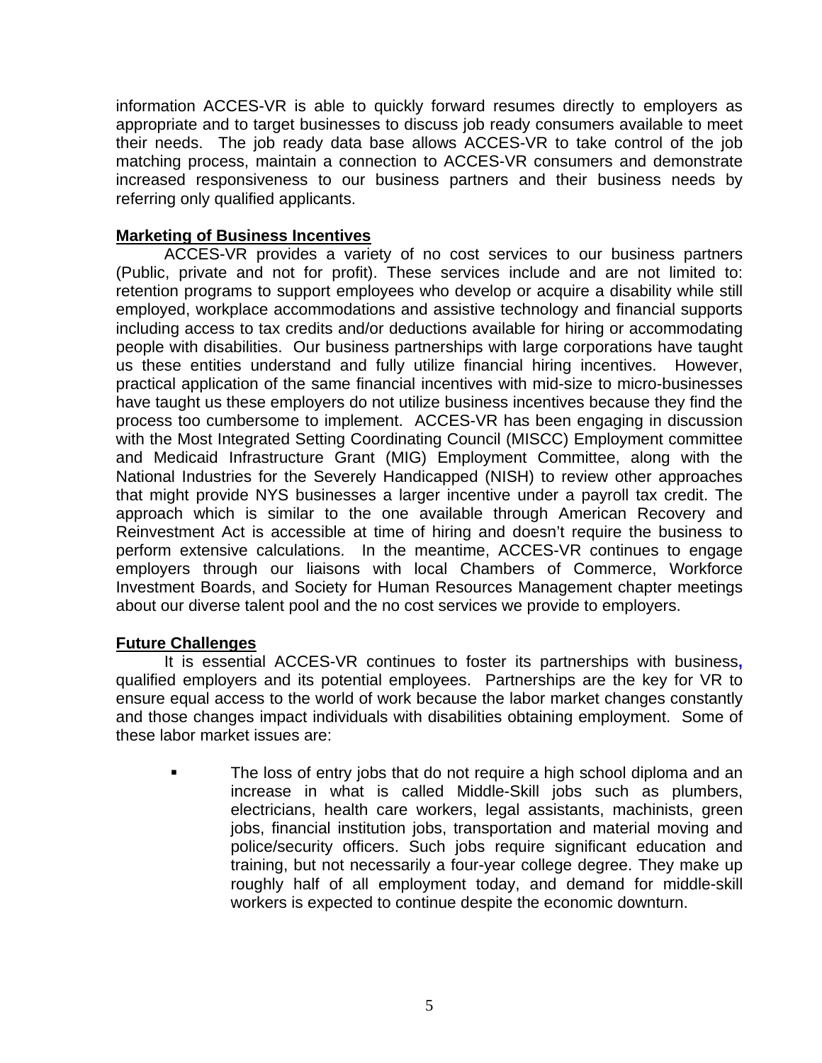information ACCES-VR is able to quickly forward resumes directly to employers as appropriate and to target businesses to discuss job ready consumers available to meet their needs. The job ready data base allows ACCES-VR to take control of the job matching process, maintain a connection to ACCES-VR consumers and demonstrate increased responsiveness to our business partners and their business needs by referring only qualified applicants.

**Marketing of Business Incentives**

ACCES-VR provides a variety of no cost services to our business partners (Public, private and not for profit). These services include and are not limited to: retention programs to support employees who develop or acquire a disability while still employed, workplace accommodations and assistive technology and financial supports including access to tax credits and/or deductions available for hiring or accommodating people with disabilities. Our business partnerships with large corporations have taught us these entities understand and fully utilize financial hiring incentives. However, practical application of the same financial incentives with mid-size to micro-businesses have taught us these employers do not utilize business incentives because they find the process too cumbersome to implement. ACCES-VR has been engaging in discussion with the Most Integrated Setting Coordinating Council (MISCC) Employment committee and Medicaid Infrastructure Grant (MIG) Employment Committee, along with the National Industries for the Severely Handicapped (NISH) to review other approaches that might provide NYS businesses a larger incentive under a payroll tax credit. The approach which is similar to the one available through American Recovery and Reinvestment Act is accessible at time of hiring and doesn't require the business to perform extensive calculations. In the meantime, ACCES-VR continues to engage employers through our liaisons with local Chambers of Commerce, Workforce Investment Boards, and Society for Human Resources Management chapter meetings about our diverse talent pool and the no cost services we provide to employers.

**Future Challenges**

It is essential ACCES-VR continues to foster its partnerships with business, qualified employers and its potential employees. Partnerships are the key for VR to ensure equal access to the world of work because the labor market changes constantly and those changes impact individuals with disabilities obtaining employment. Some of these labor market issues are:

- The loss of entry jobs that do not require a high school diploma and an increase in what is called Middle-Skill jobs such as plumbers, electricians, health care workers, legal assistants, machinists, green jobs, financial institution jobs, transportation and material moving and police/security officers. Such jobs require significant education and training, but not necessarily a four-year college degree. They make up roughly half of all employment today, and demand for middle-skill workers is expected to continue despite the economic downturn.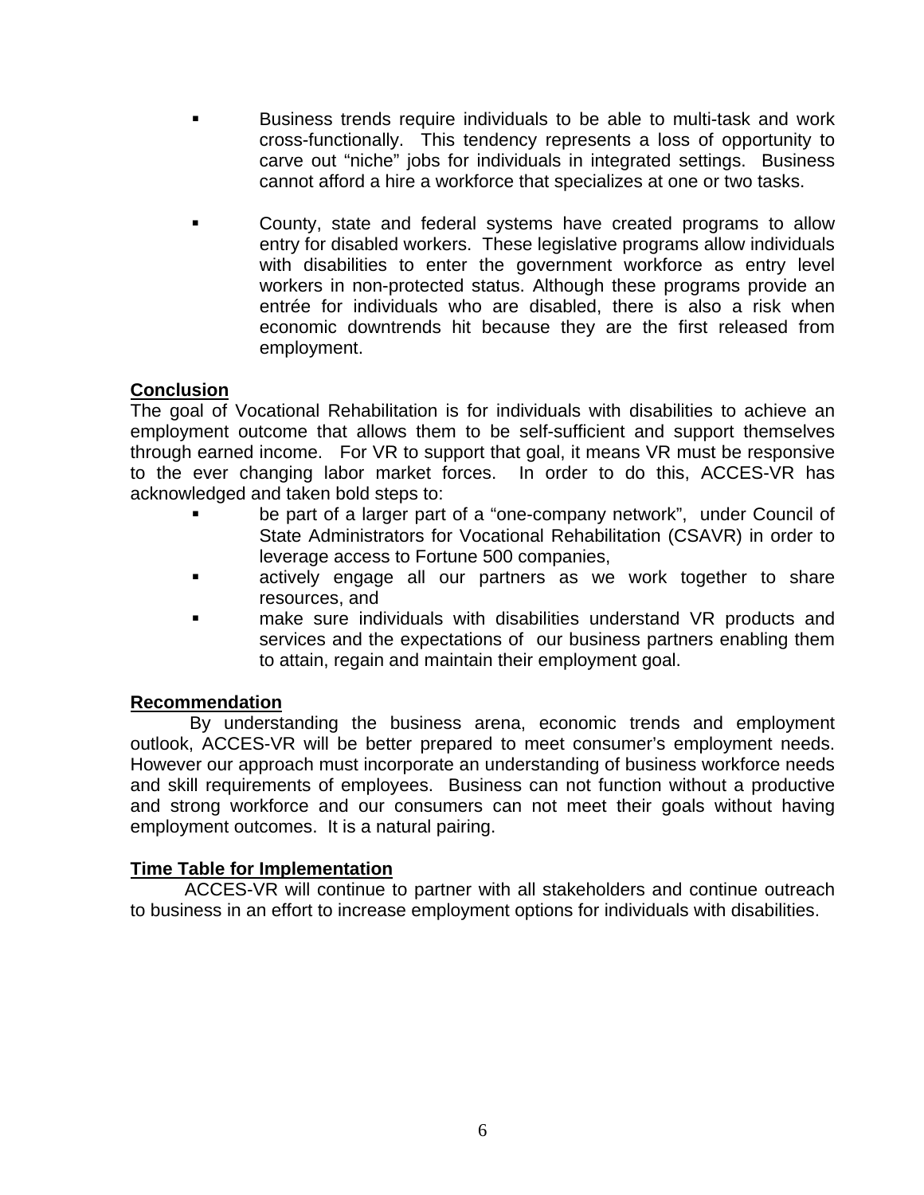- Business trends require individuals to be able to multi-task and work cross-functionally. This tendency represents a loss of opportunity to carve out "niche" jobs for individuals in integrated settings. Business cannot afford a hire a workforce that specializes at one or two tasks.

- County, state and federal systems have created programs to allow entry for disabled workers. These legislative programs allow individuals with disabilities to enter the government workforce as entry level workers in non-protected status. Although these programs provide an entrée for individuals who are disabled, there is also a risk when economic downtrends hit because they are the first released from employment.

**Conclusion**

The goal of Vocational Rehabilitation is for individuals with disabilities to achieve an employment outcome that allows them to be self-sufficient and support themselves through earned income. For VR to support that goal, it means VR must be responsive to the ever changing labor market forces. In order to do this, ACCES-VR has acknowledged and taken bold steps to:

- be part of a larger part of a "one-company network", under Council of State Administrators for Vocational Rehabilitation (CSAVR) in order to leverage access to Fortune 500 companies,
- actively engage all our partners as we work together to share resources, and
- make sure individuals with disabilities understand VR products and services and the expectations of our business partners enabling them to attain, regain and maintain their employment goal.

**Recommendation**

By understanding the business arena, economic trends and employment outlook, ACCES-VR will be better prepared to meet consumer's employment needs. However our approach must incorporate an understanding of business workforce needs and skill requirements of employees. Business can not function without a productive and strong workforce and our consumers can not meet their goals without having employment outcomes. It is a natural pairing.

**Time Table for Implementation**

ACCES-VR will continue to partner with all stakeholders and continue outreach to business in an effort to increase employment options for individuals with disabilities.